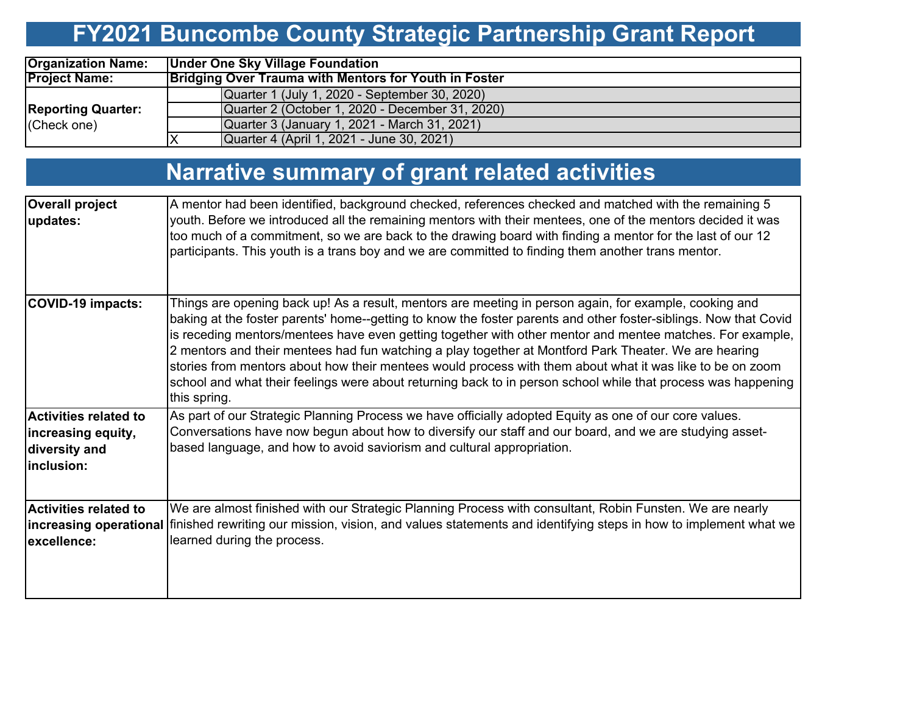# FY2021 Buncombe County Strategic Partnership Grant Report

| | | |
|---|---|---|
| **Organization Name:** | **Under One Sky Village Foundation** | |
| **Project Name:** | **Bridging Over Trauma with Mentors for Youth in Foster** | |
| **Reporting Quarter:** (Check one) | | Quarter 1 (July 1, 2020 - September 30, 2020) |
| | | Quarter 2 (October 1, 2020 - December 31, 2020) |
| | | Quarter 3 (January 1, 2021 - March 31, 2021) |
| | X | Quarter 4 (April 1, 2021 - June 30, 2021) |

# Narrative summary of grant related activities

| | |
|---|---|
| **Overall project updates:** | A mentor had been identified, background checked, references checked and matched with the remaining 5 youth. Before we introduced all the remaining mentors with their mentees, one of the mentors decided it was too much of a commitment, so we are back to the drawing board with finding a mentor for the last of our 12 participants. This youth is a trans boy and we are committed to finding them another trans mentor. |
| **COVID-19 impacts:** | Things are opening back up! As a result, mentors are meeting in person again, for example, cooking and baking at the foster parents' home--getting to know the foster parents and other foster-siblings. Now that Covid is receding mentors/mentees have even getting together with other mentor and mentee matches. For example, 2 mentors and their mentees had fun watching a play together at Montford Park Theater. We are hearing stories from mentors about how their mentees would process with them about what it was like to be on zoom school and what their feelings were about returning back to in person school while that process was happening this spring. |
| **Activities related to increasing equity, diversity and inclusion:** | As part of our Strategic Planning Process we have officially adopted Equity as one of our core values. Conversations have now begun about how to diversify our staff and our board, and we are studying asset-based language, and how to avoid saviorism and cultural appropriation. |
| **Activities related to increasing operational excellence:** | We are almost finished with our Strategic Planning Process with consultant, Robin Funsten. We are nearly finished rewriting our mission, vision, and values statements and identifying steps in how to implement what we learned during the process. |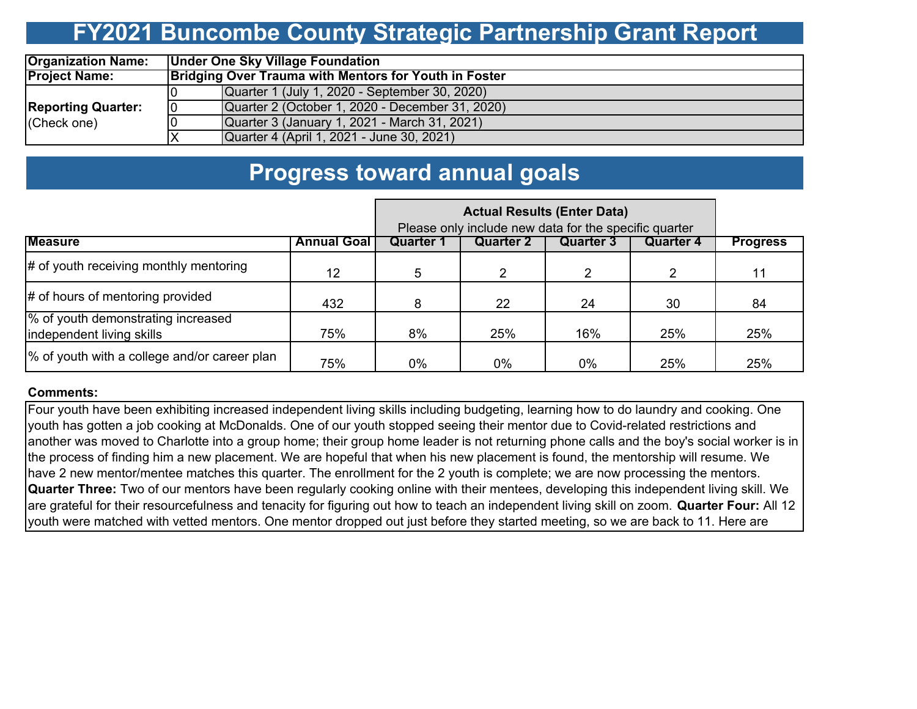# FY2021 Buncombe County Strategic Partnership Grant Report

| | | |
|---|---|---|
| **Organization Name:** | **Under One Sky Village Foundation** | |
| **Project Name:** | **Bridging Over Trauma with Mentors for Youth in Foster** | |
| **Reporting Quarter:** (Check one) | 0 | Quarter 1 (July 1, 2020 - September 30, 2020) |
| | 0 | Quarter 2 (October 1, 2020 - December 31, 2020) |
| | 0 | Quarter 3 (January 1, 2021 - March 31, 2021) |
| | X | Quarter 4 (April 1, 2021 - June 30, 2021) |

# Progress toward annual goals

| | | **Actual Results (Enter Data)** Please only include new data for the specific quarter | | | | |
|---|---|---|---|---|---|---|
| **Measure** | **Annual Goal** | **Quarter 1** | **Quarter 2** | **Quarter 3** | **Quarter 4** | **Progress** |
| # of youth receiving monthly mentoring | 12 | 5 | 2 | 2 | 2 | 11 |
| # of hours of mentoring provided | 432 | 8 | 22 | 24 | 30 | 84 |
| % of youth demonstrating increased independent living skills | 75% | 8% | 25% | 16% | 25% | 25% |
| % of youth with a college and/or career plan | 75% | 0% | 0% | 0% | 25% | 25% |

**Comments:**

Four youth have been exhibiting increased independent living skills including budgeting, learning how to do laundry and cooking. One youth has gotten a job cooking at McDonalds. One of our youth stopped seeing their mentor due to Covid-related restrictions and another was moved to Charlotte into a group home; their group home leader is not returning phone calls and the boy's social worker is in the process of finding him a new placement. We are hopeful that when his new placement is found, the mentorship will resume. We have 2 new mentor/mentee matches this quarter. The enrollment for the 2 youth is complete; we are now processing the mentors. **Quarter Three:** Two of our mentors have been regularly cooking online with their mentees, developing this independent living skill. We are grateful for their resourcefulness and tenacity for figuring out how to teach an independent living skill on zoom. **Quarter Four:** All 12 youth were matched with vetted mentors. One mentor dropped out just before they started meeting, so we are back to 11. Here are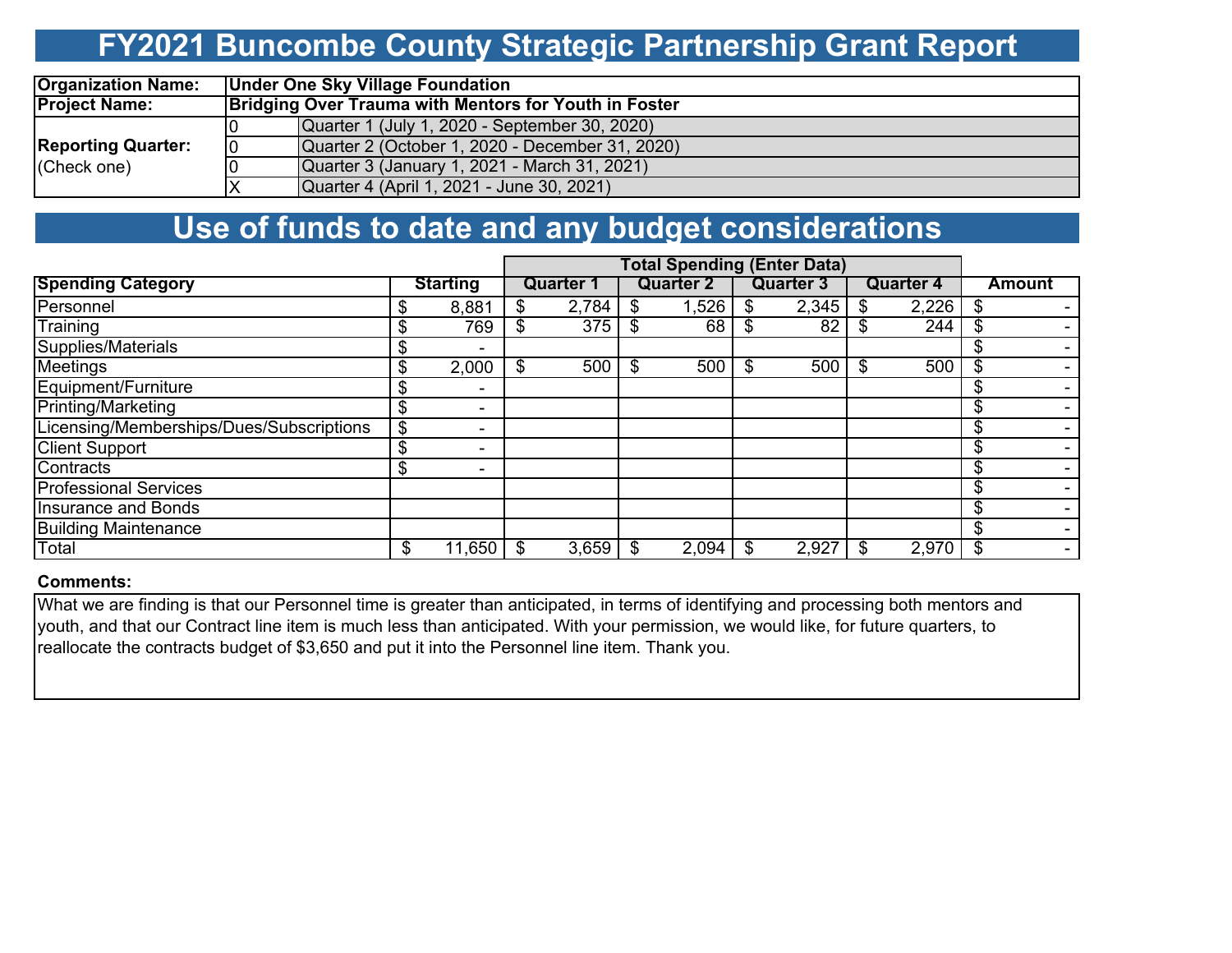# FY2021 Buncombe County Strategic Partnership Grant Report

| | | |
|---|---|---|
| **Organization Name:** | **Under One Sky Village Foundation** | |
| **Project Name:** | **Bridging Over Trauma with Mentors for Youth in Foster** | |
| **Reporting Quarter:** (Check one) | 0 | Quarter 1 (July 1, 2020 - September 30, 2020) |
| | 0 | Quarter 2 (October 1, 2020 - December 31, 2020) |
| | 0 | Quarter 3 (January 1, 2021 - March 31, 2021) |
| | X | Quarter 4 (April 1, 2021 - June 30, 2021) |

# Use of funds to date and any budget considerations

| | | Total Spending (Enter Data) | | | | |
|---|---|---|---|---|---|---|
| **Spending Category** | **Starting** | **Quarter 1** | **Quarter 2** | **Quarter 3** | **Quarter 4** | **Amount** |
| Personnel | $ 8,881 | $ 2,784 | $ 1,526 | $ 2,345 | $ 2,226 | $ - |
| Training | $ 769 | $ 375 | $ 68 | $ 82 | $ 244 | $ - |
| Supplies/Materials | $ - | | | | | $ - |
| Meetings | $ 2,000 | $ 500 | $ 500 | $ 500 | $ 500 | $ - |
| Equipment/Furniture | $ - | | | | | $ - |
| Printing/Marketing | $ - | | | | | $ - |
| Licensing/Memberships/Dues/Subscriptions | $ - | | | | | $ - |
| Client Support | $ - | | | | | $ - |
| Contracts | $ - | | | | | $ - |
| Professional Services | | | | | | $ - |
| Insurance and Bonds | | | | | | $ - |
| Building Maintenance | | | | | | $ - |
| Total | $ 11,650 | $ 3,659 | $ 2,094 | $ 2,927 | $ 2,970 | $ - |

**Comments:**

What we are finding is that our Personnel time is greater than anticipated, in terms of identifying and processing both mentors and youth, and that our Contract line item is much less than anticipated. With your permission, we would like, for future quarters, to reallocate the contracts budget of $3,650 and put it into the Personnel line item. Thank you.